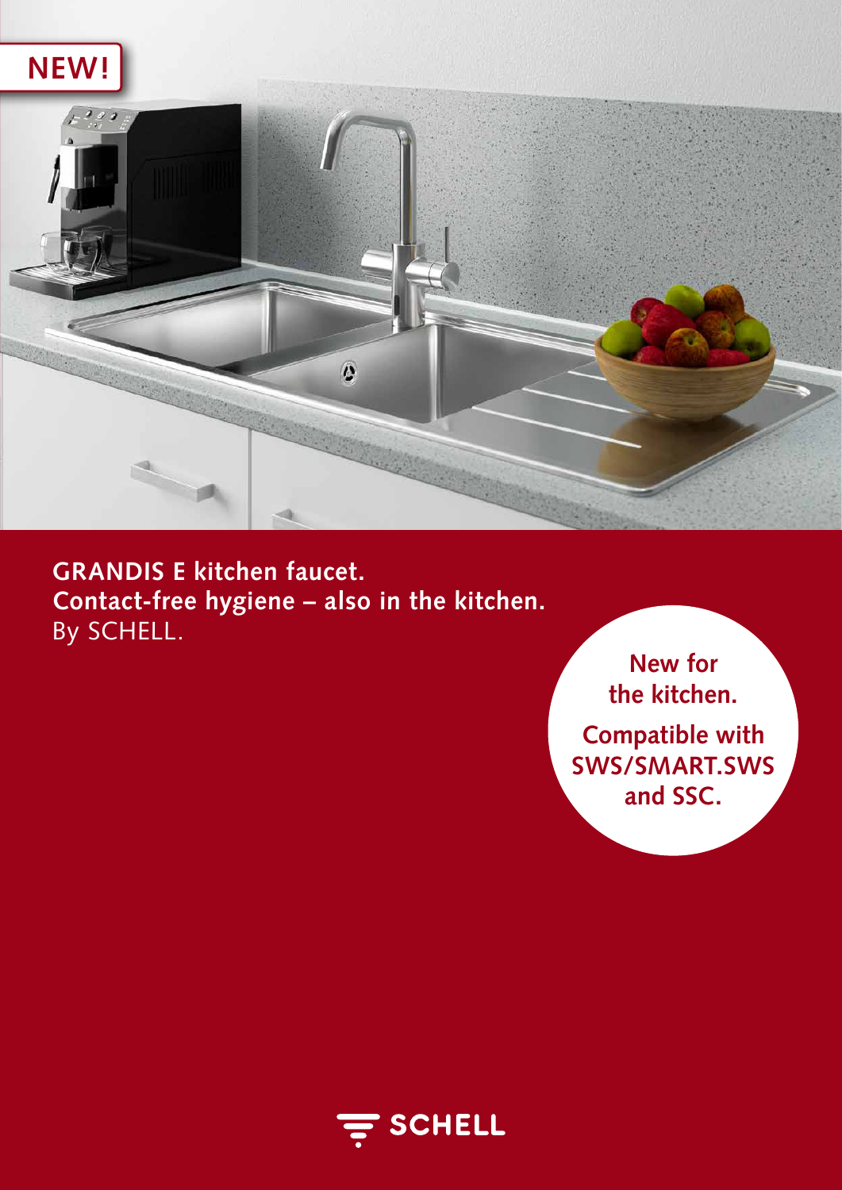NEW!

**GRANDIS E kitchen faucet.**
**Contact-free hygiene – also in the kitchen.**
By SCHELL.

**New for the kitchen.**

**Compatible with SWS/SMART.SWS and SSC.**

SCHELL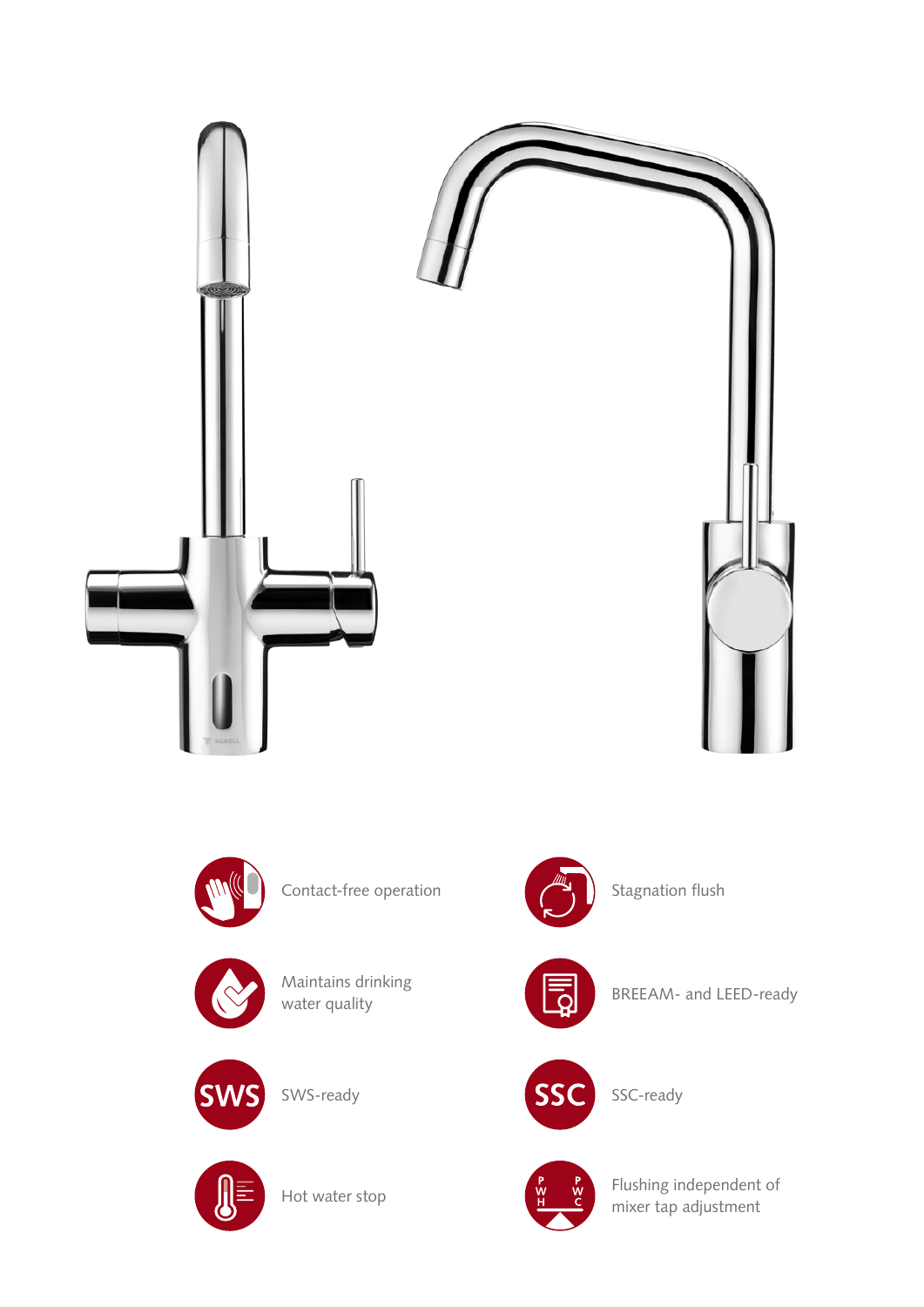- Contact-free operation
- Stagnation flush
- Maintains drinking water quality
- BREEAM- and LEED-ready
- SWS-ready
- SSC-ready
- Hot water stop
- Flushing independent of mixer tap adjustment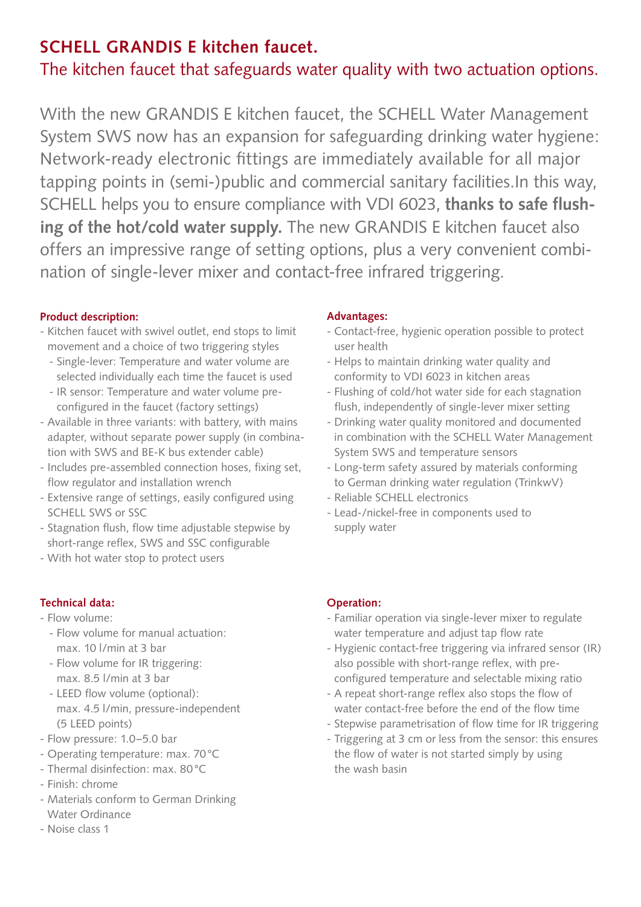# SCHELL GRANDIS E kitchen faucet.

## The kitchen faucet that safeguards water quality with two actuation options.

With the new GRANDIS E kitchen faucet, the SCHELL Water Management System SWS now has an expansion for safeguarding drinking water hygiene: Network-ready electronic fittings are immediately available for all major tapping points in (semi-)public and commercial sanitary facilities.In this way, SCHELL helps you to ensure compliance with VDI 6023, **thanks to safe flushing of the hot/cold water supply.** The new GRANDIS E kitchen faucet also offers an impressive range of setting options, plus a very convenient combination of single-lever mixer and contact-free infrared triggering.

### Product description:

- Kitchen faucet with swivel outlet, end stops to limit movement and a choice of two triggering styles
  - Single-lever: Temperature and water volume are selected individually each time the faucet is used
  - IR sensor: Temperature and water volume pre-configured in the faucet (factory settings)
- Available in three variants: with battery, with mains adapter, without separate power supply (in combination with SWS and BE-K bus extender cable)
- Includes pre-assembled connection hoses, fixing set, flow regulator and installation wrench
- Extensive range of settings, easily configured using SCHELL SWS or SSC
- Stagnation flush, flow time adjustable stepwise by short-range reflex, SWS and SSC configurable
- With hot water stop to protect users

### Advantages:

- Contact-free, hygienic operation possible to protect user health
- Helps to maintain drinking water quality and conformity to VDI 6023 in kitchen areas
- Flushing of cold/hot water side for each stagnation flush, independently of single-lever mixer setting
- Drinking water quality monitored and documented in combination with the SCHELL Water Management System SWS and temperature sensors
- Long-term safety assured by materials conforming to German drinking water regulation (TrinkwV)
- Reliable SCHELL electronics
- Lead-/nickel-free in components used to supply water

### Technical data:

- Flow volume:
  - Flow volume for manual actuation: max. 10 l/min at 3 bar
  - Flow volume for IR triggering: max. 8.5 l/min at 3 bar
  - LEED flow volume (optional): max. 4.5 l/min, pressure-independent (5 LEED points)
- Flow pressure: 1.0–5.0 bar
- Operating temperature: max. 70 °C
- Thermal disinfection: max. 80 °C
- Finish: chrome
- Materials conform to German Drinking Water Ordinance
- Noise class 1

### Operation:

- Familiar operation via single-lever mixer to regulate water temperature and adjust tap flow rate
- Hygienic contact-free triggering via infrared sensor (IR) also possible with short-range reflex, with pre-configured temperature and selectable mixing ratio
- A repeat short-range reflex also stops the flow of water contact-free before the end of the flow time
- Stepwise parametrisation of flow time for IR triggering
- Triggering at 3 cm or less from the sensor: this ensures the flow of water is not started simply by using the wash basin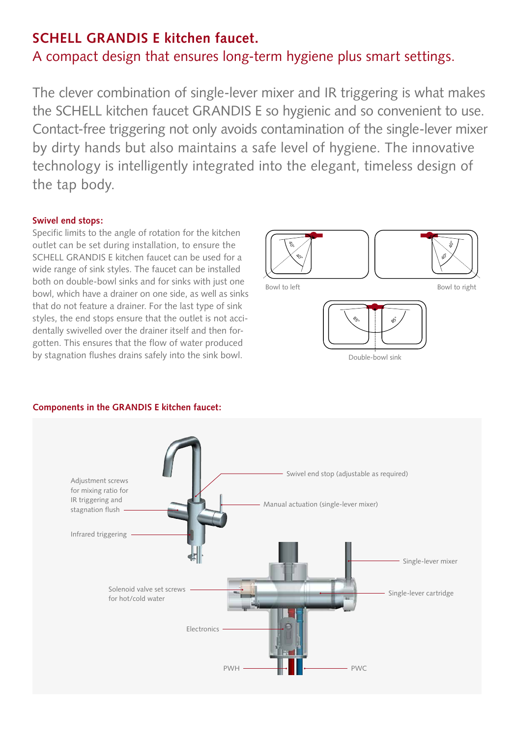# SCHELL GRANDIS E kitchen faucet.

## A compact design that ensures long-term hygiene plus smart settings.

The clever combination of single-lever mixer and IR triggering is what makes the SCHELL kitchen faucet GRANDIS E so hygienic and so convenient to use. Contact-free triggering not only avoids contamination of the single-lever mixer by dirty hands but also maintains a safe level of hygiene. The innovative technology is intelligently integrated into the elegant, timeless design of the tap body.

### Swivel end stops:

Specific limits to the angle of rotation for the kitchen outlet can be set during installation, to ensure the SCHELL GRANDIS E kitchen faucet can be used for a wide range of sink styles. The faucet can be installed both on double-bowl sinks and for sinks with just one bowl, which have a drainer on one side, as well as sinks that do not feature a drainer. For the last type of sink styles, the end stops ensure that the outlet is not accidentally swivelled over the drainer itself and then forgotten. This ensures that the flow of water produced by stagnation flushes drains safely into the sink bowl.

40° 40°

Bowl to left

40° 40°

Bowl to right

85° 85°

Double-bowl sink

### Components in the GRANDIS E kitchen faucet:

Adjustment screws for mixing ratio for IR triggering and stagnation flush

Infrared triggering

Swivel end stop (adjustable as required)

Manual actuation (single-lever mixer)

Single-lever mixer

Solenoid valve set screws for hot/cold water

Single-lever cartridge

Electronics

PWH

PWC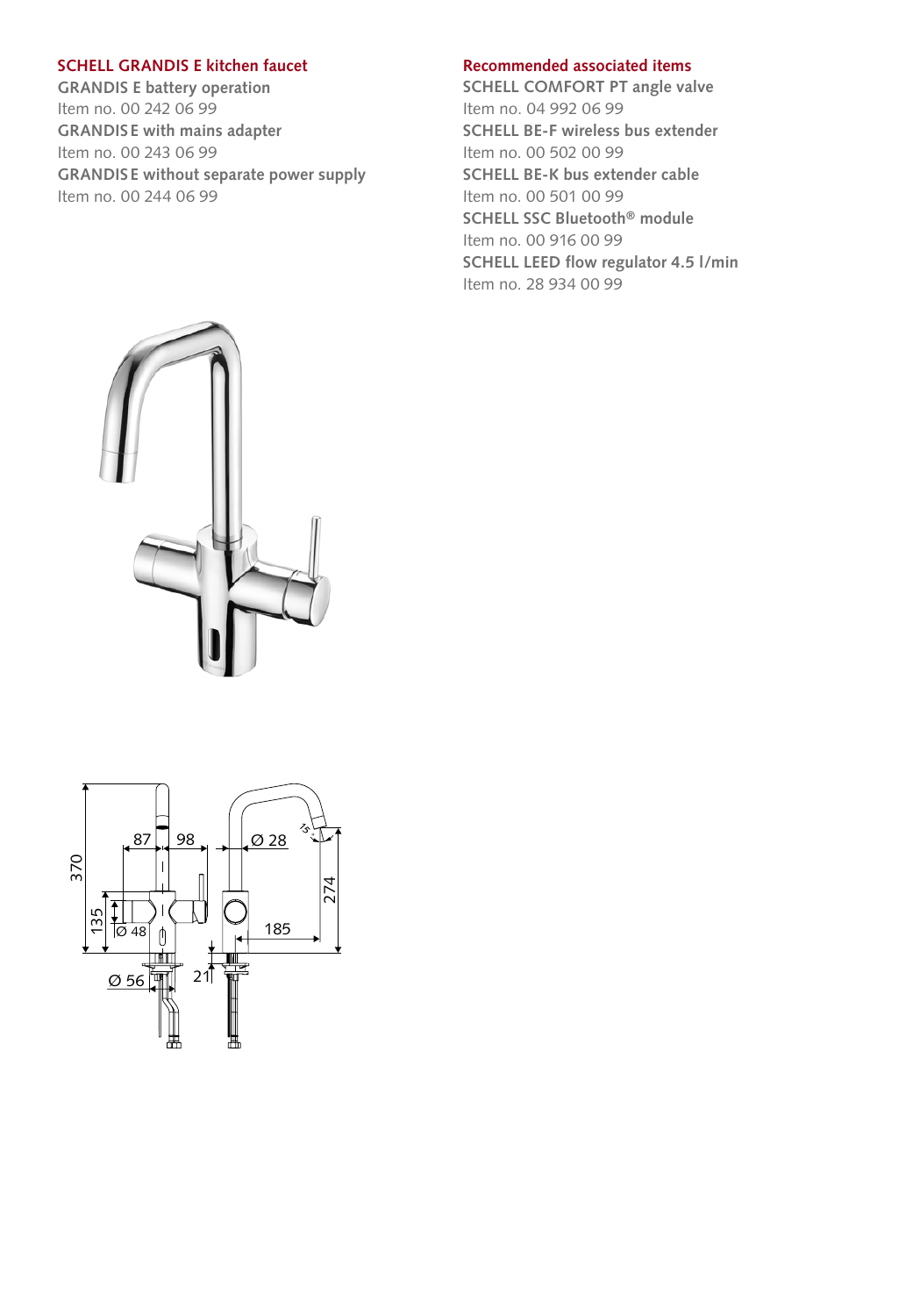## SCHELL GRANDIS E kitchen faucet

**GRANDIS E battery operation**
Item no. 00 242 06 99

**GRANDIS E with mains adapter**
Item no. 00 243 06 99

**GRANDIS E without separate power supply**
Item no. 00 244 06 99

## Recommended associated items

**SCHELL COMFORT PT angle valve**
Item no. 04 992 06 99

**SCHELL BE-F wireless bus extender**
Item no. 00 502 00 99

**SCHELL BE-K bus extender cable**
Item no. 00 501 00 99

**SCHELL SSC Bluetooth® module**
Item no. 00 916 00 99

**SCHELL LEED flow regulator 4.5 l/min**
Item no. 28 934 00 99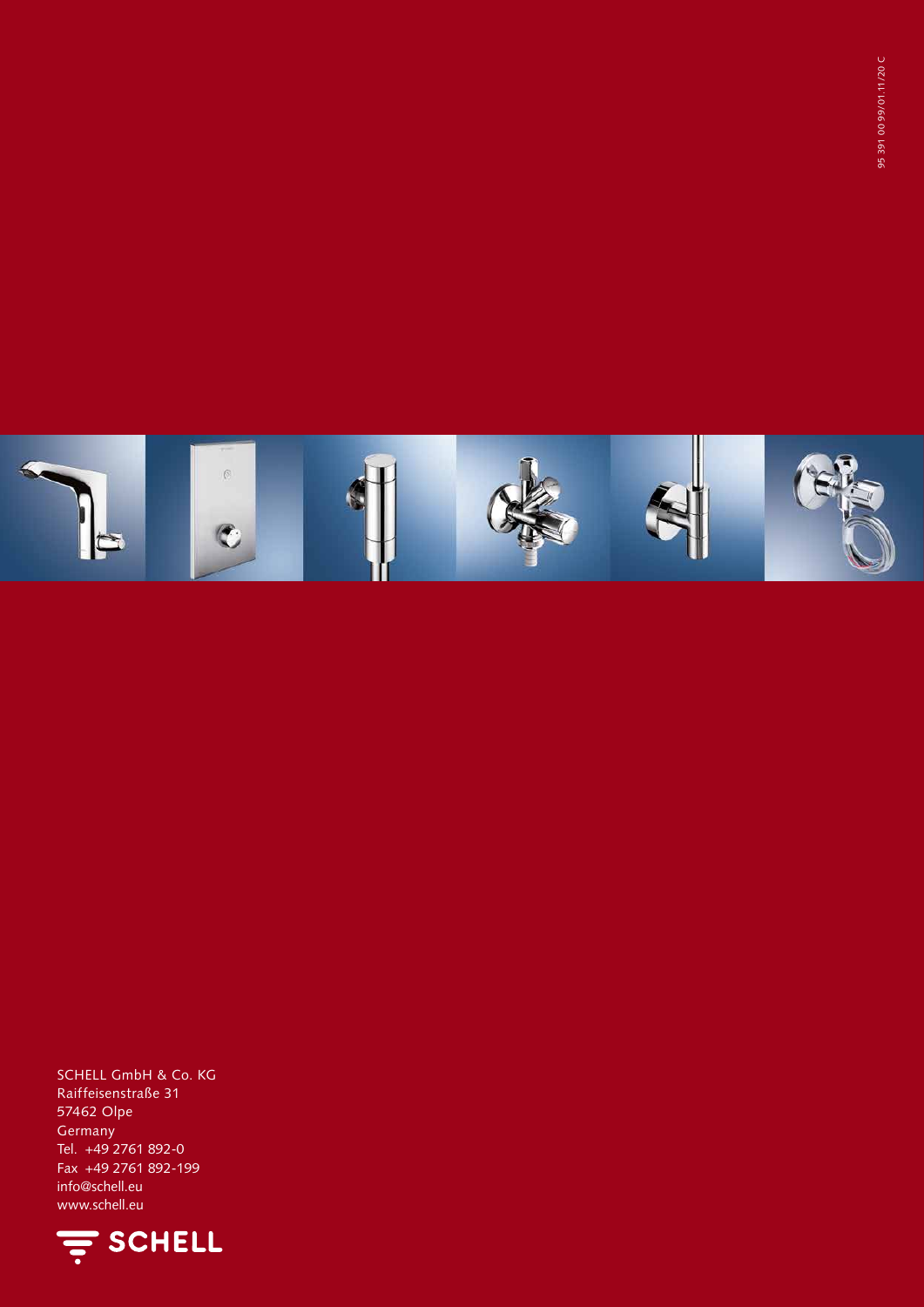95 391 00 99/01.11/20 C

SCHELL GmbH & Co. KG
Raiffeisenstraße 31
57462 Olpe
Germany
Tel. +49 2761 892-0
Fax +49 2761 892-199
info@schell.eu
www.schell.eu

SCHELL